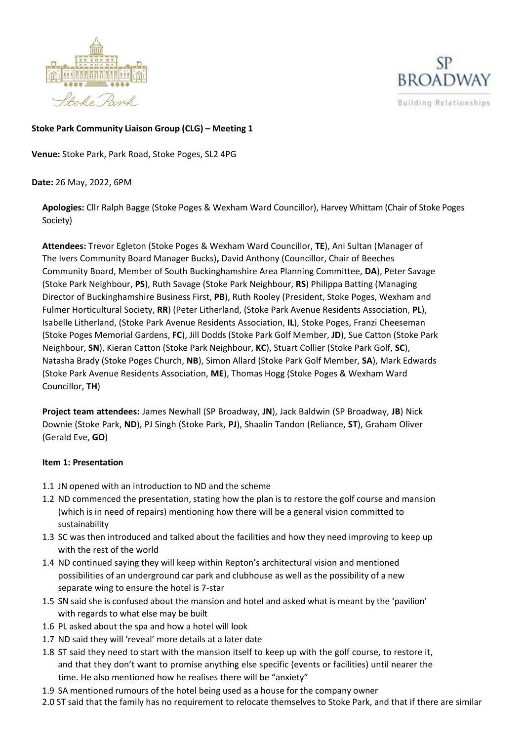**Stoke Park Community Liaison Group (CLG) – Meeting 1**

**Venue:** Stoke Park, Park Road, Stoke Poges, SL2 4PG

**Date:** 26 May, 2022, 6PM

**Apologies:** Cllr Ralph Bagge (Stoke Poges & Wexham Ward Councillor), Harvey Whittam (Chair of Stoke Poges Society)

**Attendees:** Trevor Egleton (Stoke Poges & Wexham Ward Councillor, **TE**), Ani Sultan (Manager of The Ivers Community Board Manager Bucks)**,** David Anthony (Councillor, Chair of Beeches Community Board, Member of South Buckinghamshire Area Planning Committee, **DA**), Peter Savage (Stoke Park Neighbour, **PS**), Ruth Savage (Stoke Park Neighbour, **RS**) Philippa Batting (Managing Director of Buckinghamshire Business First, **PB**), Ruth Rooley (President, Stoke Poges, Wexham and Fulmer Horticultural Society, **RR**) (Peter Litherland, (Stoke Park Avenue Residents Association, **PL**), Isabelle Litherland, (Stoke Park Avenue Residents Association, **IL**), Stoke Poges, Franzi Cheeseman (Stoke Poges Memorial Gardens, **FC**), Jill Dodds (Stoke Park Golf Member, **JD**), Sue Catton (Stoke Park Neighbour, **SN**), Kieran Catton (Stoke Park Neighbour, **KC**), Stuart Collier (Stoke Park Golf, **SC**), Natasha Brady (Stoke Poges Church, **NB**), Simon Allard (Stoke Park Golf Member, **SA**), Mark Edwards (Stoke Park Avenue Residents Association, **ME**), Thomas Hogg (Stoke Poges & Wexham Ward Councillor, **TH**)

**Project team attendees:** James Newhall (SP Broadway, **JN**), Jack Baldwin (SP Broadway, **JB**) Nick Downie (Stoke Park, **ND**), PJ Singh (Stoke Park, **PJ**), Shaalin Tandon (Reliance, **ST**), Graham Oliver (Gerald Eve, **GO**)

**Item 1: Presentation**

1.1 JN opened with an introduction to ND and the scheme

1.2 ND commenced the presentation, stating how the plan is to restore the golf course and mansion (which is in need of repairs) mentioning how there will be a general vision committed to sustainability

1.3 SC was then introduced and talked about the facilities and how they need improving to keep up with the rest of the world

1.4 ND continued saying they will keep within Repton's architectural vision and mentioned possibilities of an underground car park and clubhouse as well as the possibility of a new separate wing to ensure the hotel is 7-star

1.5 SN said she is confused about the mansion and hotel and asked what is meant by the 'pavilion' with regards to what else may be built

1.6 PL asked about the spa and how a hotel will look

1.7 ND said they will 'reveal' more details at a later date

1.8 ST said they need to start with the mansion itself to keep up with the golf course, to restore it, and that they don't want to promise anything else specific (events or facilities) until nearer the time. He also mentioned how he realises there will be "anxiety"

1.9 SA mentioned rumours of the hotel being used as a house for the company owner

2.0 ST said that the family has no requirement to relocate themselves to Stoke Park, and that if there are similar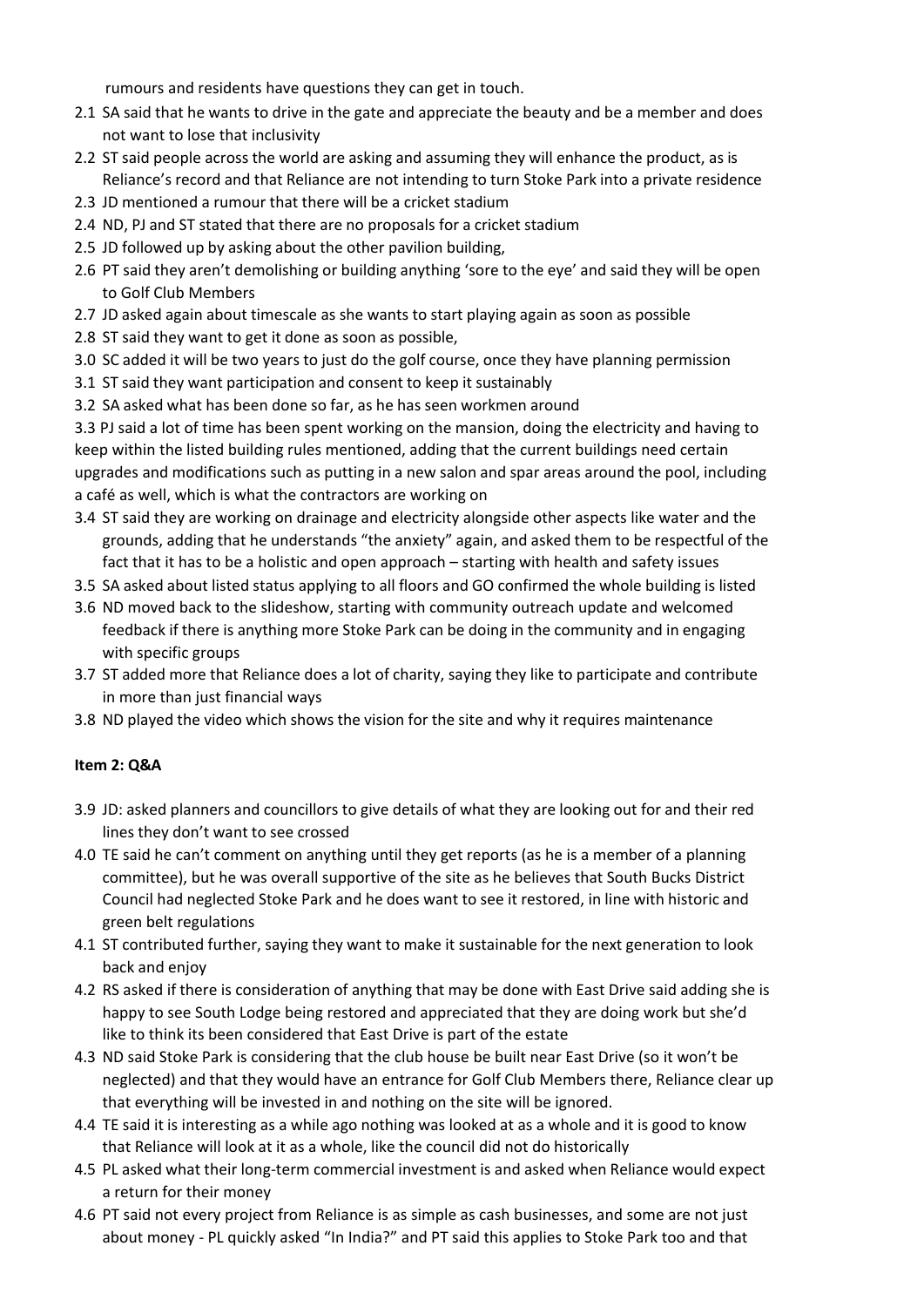rumours and residents have questions they can get in touch.

2.1 SA said that he wants to drive in the gate and appreciate the beauty and be a member and does not want to lose that inclusivity
2.2 ST said people across the world are asking and assuming they will enhance the product, as is Reliance's record and that Reliance are not intending to turn Stoke Park into a private residence
2.3 JD mentioned a rumour that there will be a cricket stadium
2.4 ND, PJ and ST stated that there are no proposals for a cricket stadium
2.5 JD followed up by asking about the other pavilion building,
2.6 PT said they aren't demolishing or building anything 'sore to the eye' and said they will be open to Golf Club Members
2.7 JD asked again about timescale as she wants to start playing again as soon as possible
2.8 ST said they want to get it done as soon as possible,
3.0 SC added it will be two years to just do the golf course, once they have planning permission
3.1 ST said they want participation and consent to keep it sustainably
3.2 SA asked what has been done so far, as he has seen workmen around

3.3 PJ said a lot of time has been spent working on the mansion, doing the electricity and having to keep within the listed building rules mentioned, adding that the current buildings need certain upgrades and modifications such as putting in a new salon and spar areas around the pool, including a café as well, which is what the contractors are working on

3.4 ST said they are working on drainage and electricity alongside other aspects like water and the grounds, adding that he understands "the anxiety" again, and asked them to be respectful of the fact that it has to be a holistic and open approach – starting with health and safety issues
3.5 SA asked about listed status applying to all floors and GO confirmed the whole building is listed
3.6 ND moved back to the slideshow, starting with community outreach update and welcomed feedback if there is anything more Stoke Park can be doing in the community and in engaging with specific groups
3.7 ST added more that Reliance does a lot of charity, saying they like to participate and contribute in more than just financial ways
3.8 ND played the video which shows the vision for the site and why it requires maintenance

**Item 2: Q&A**

3.9 JD: asked planners and councillors to give details of what they are looking out for and their red lines they don't want to see crossed
4.0 TE said he can't comment on anything until they get reports (as he is a member of a planning committee), but he was overall supportive of the site as he believes that South Bucks District Council had neglected Stoke Park and he does want to see it restored, in line with historic and green belt regulations
4.1 ST contributed further, saying they want to make it sustainable for the next generation to look back and enjoy
4.2 RS asked if there is consideration of anything that may be done with East Drive said adding she is happy to see South Lodge being restored and appreciated that they are doing work but she'd like to think its been considered that East Drive is part of the estate
4.3 ND said Stoke Park is considering that the club house be built near East Drive (so it won't be neglected) and that they would have an entrance for Golf Club Members there, Reliance clear up that everything will be invested in and nothing on the site will be ignored.
4.4 TE said it is interesting as a while ago nothing was looked at as a whole and it is good to know that Reliance will look at it as a whole, like the council did not do historically
4.5 PL asked what their long-term commercial investment is and asked when Reliance would expect a return for their money
4.6 PT said not every project from Reliance is as simple as cash businesses, and some are not just about money - PL quickly asked "In India?" and PT said this applies to Stoke Park too and that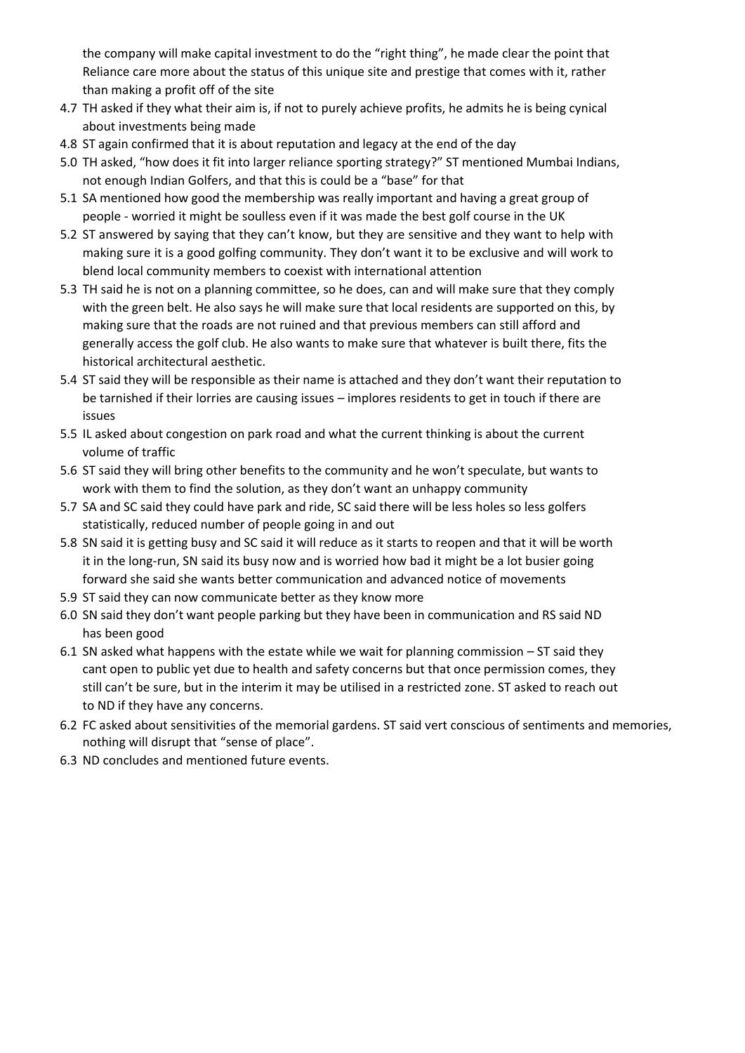the company will make capital investment to do the "right thing", he made clear the point that Reliance care more about the status of this unique site and prestige that comes with it, rather than making a profit off of the site

4.7 TH asked if they what their aim is, if not to purely achieve profits, he admits he is being cynical about investments being made

4.8 ST again confirmed that it is about reputation and legacy at the end of the day

5.0 TH asked, "how does it fit into larger reliance sporting strategy?" ST mentioned Mumbai Indians, not enough Indian Golfers, and that this is could be a "base" for that

5.1 SA mentioned how good the membership was really important and having a great group of people - worried it might be soulless even if it was made the best golf course in the UK

5.2 ST answered by saying that they can't know, but they are sensitive and they want to help with making sure it is a good golfing community. They don't want it to be exclusive and will work to blend local community members to coexist with international attention

5.3 TH said he is not on a planning committee, so he does, can and will make sure that they comply with the green belt. He also says he will make sure that local residents are supported on this, by making sure that the roads are not ruined and that previous members can still afford and generally access the golf club. He also wants to make sure that whatever is built there, fits the historical architectural aesthetic.

5.4 ST said they will be responsible as their name is attached and they don't want their reputation to be tarnished if their lorries are causing issues – implores residents to get in touch if there are issues

5.5 IL asked about congestion on park road and what the current thinking is about the current volume of traffic

5.6 ST said they will bring other benefits to the community and he won't speculate, but wants to work with them to find the solution, as they don't want an unhappy community

5.7 SA and SC said they could have park and ride, SC said there will be less holes so less golfers statistically, reduced number of people going in and out

5.8 SN said it is getting busy and SC said it will reduce as it starts to reopen and that it will be worth it in the long-run, SN said its busy now and is worried how bad it might be a lot busier going forward she said she wants better communication and advanced notice of movements

5.9 ST said they can now communicate better as they know more

6.0 SN said they don't want people parking but they have been in communication and RS said ND has been good

6.1 SN asked what happens with the estate while we wait for planning commission – ST said they cant open to public yet due to health and safety concerns but that once permission comes, they still can't be sure, but in the interim it may be utilised in a restricted zone. ST asked to reach out to ND if they have any concerns.

6.2 FC asked about sensitivities of the memorial gardens. ST said vert conscious of sentiments and memories, nothing will disrupt that "sense of place".

6.3 ND concludes and mentioned future events.